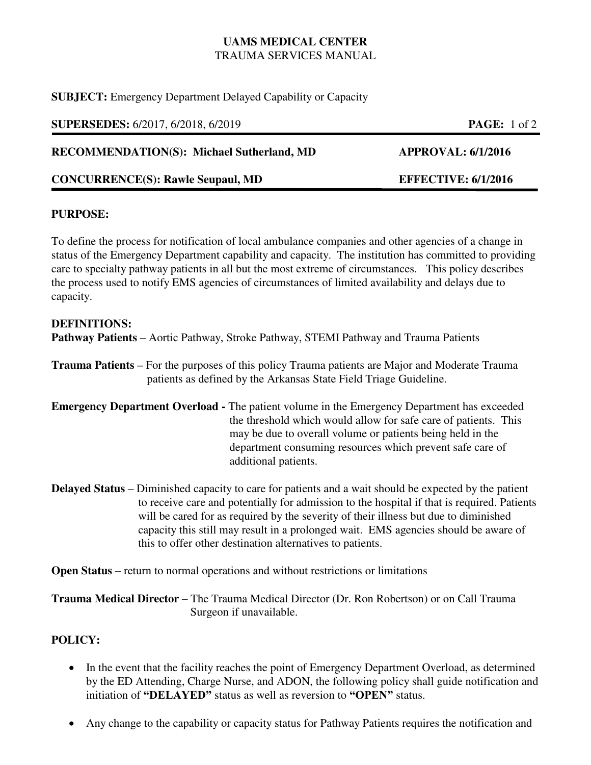**UAMS MEDICAL CENTER**
TRAUMA SERVICES MANUAL

**SUBJECT:** Emergency Department Delayed Capability or Capacity

**SUPERSEDES:** 6/2017, 6/2018, 6/2019 **PAGE:** 1 of 2

**RECOMMENDATION(S): Michael Sutherland, MD** **APPROVAL: 6/1/2016**

**CONCURRENCE(S): Rawle Seupaul, MD** **EFFECTIVE: 6/1/2016**

## PURPOSE:

To define the process for notification of local ambulance companies and other agencies of a change in status of the Emergency Department capability and capacity. The institution has committed to providing care to specialty pathway patients in all but the most extreme of circumstances. This policy describes the process used to notify EMS agencies of circumstances of limited availability and delays due to capacity.

## DEFINITIONS:

**Pathway Patients** – Aortic Pathway, Stroke Pathway, STEMI Pathway and Trauma Patients

**Trauma Patients –** For the purposes of this policy Trauma patients are Major and Moderate Trauma patients as defined by the Arkansas State Field Triage Guideline.

**Emergency Department Overload -** The patient volume in the Emergency Department has exceeded the threshold which would allow for safe care of patients. This may be due to overall volume or patients being held in the department consuming resources which prevent safe care of additional patients.

**Delayed Status** – Diminished capacity to care for patients and a wait should be expected by the patient to receive care and potentially for admission to the hospital if that is required. Patients will be cared for as required by the severity of their illness but due to diminished capacity this still may result in a prolonged wait. EMS agencies should be aware of this to offer other destination alternatives to patients.

**Open Status** – return to normal operations and without restrictions or limitations

**Trauma Medical Director** – The Trauma Medical Director (Dr. Ron Robertson) or on Call Trauma Surgeon if unavailable.

## POLICY:

- In the event that the facility reaches the point of Emergency Department Overload, as determined by the ED Attending, Charge Nurse, and ADON, the following policy shall guide notification and initiation of **"DELAYED"** status as well as reversion to **"OPEN"** status.
- Any change to the capability or capacity status for Pathway Patients requires the notification and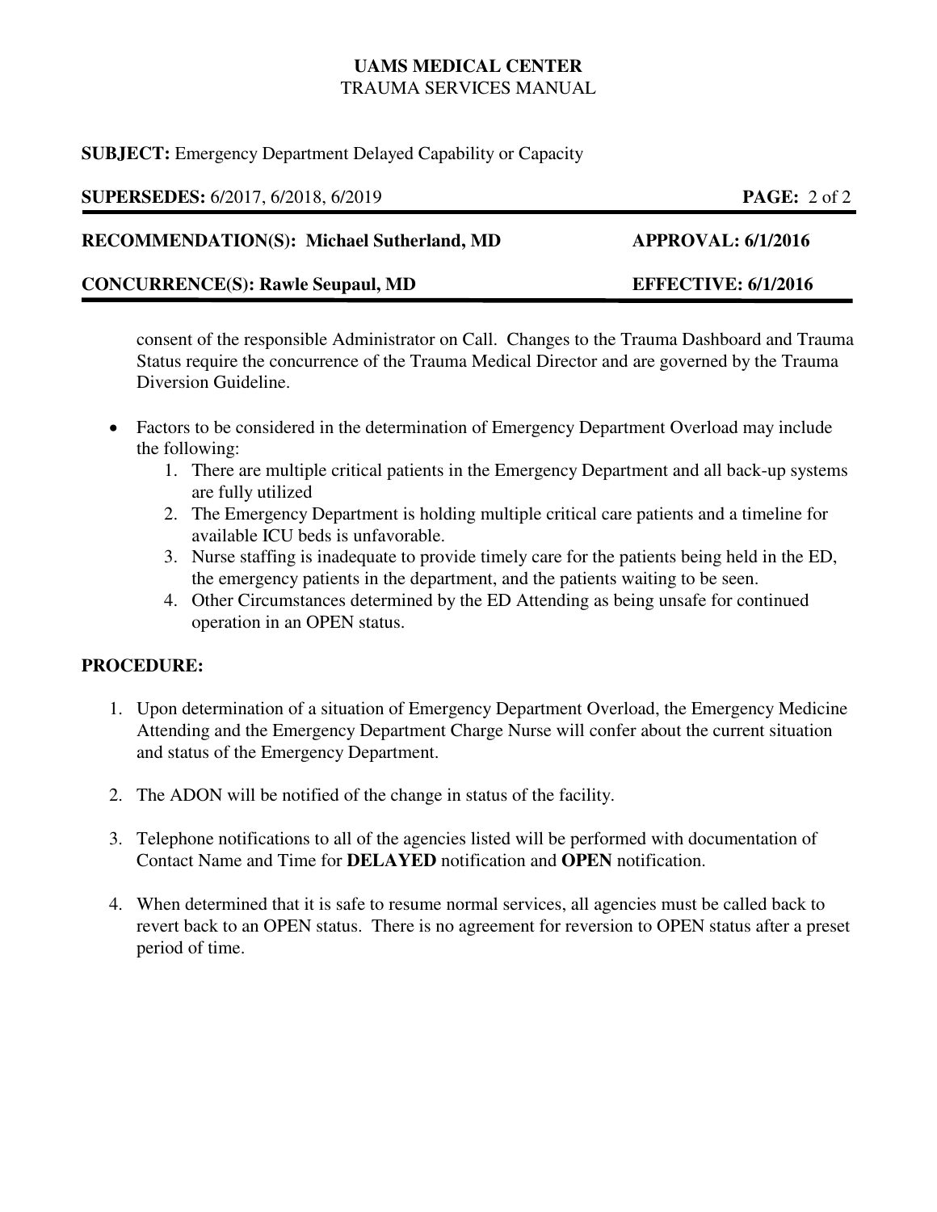consent of the responsible Administrator on Call. Changes to the Trauma Dashboard and Trauma Status require the concurrence of the Trauma Medical Director and are governed by the Trauma Diversion Guideline.

- Factors to be considered in the determination of Emergency Department Overload may include the following:
  1. There are multiple critical patients in the Emergency Department and all back-up systems are fully utilized
  2. The Emergency Department is holding multiple critical care patients and a timeline for available ICU beds is unfavorable.
  3. Nurse staffing is inadequate to provide timely care for the patients being held in the ED, the emergency patients in the department, and the patients waiting to be seen.
  4. Other Circumstances determined by the ED Attending as being unsafe for continued operation in an OPEN status.

**PROCEDURE:**

1. Upon determination of a situation of Emergency Department Overload, the Emergency Medicine Attending and the Emergency Department Charge Nurse will confer about the current situation and status of the Emergency Department.

2. The ADON will be notified of the change in status of the facility.

3. Telephone notifications to all of the agencies listed will be performed with documentation of Contact Name and Time for **DELAYED** notification and **OPEN** notification.

4. When determined that it is safe to resume normal services, all agencies must be called back to revert back to an OPEN status. There is no agreement for reversion to OPEN status after a preset period of time.